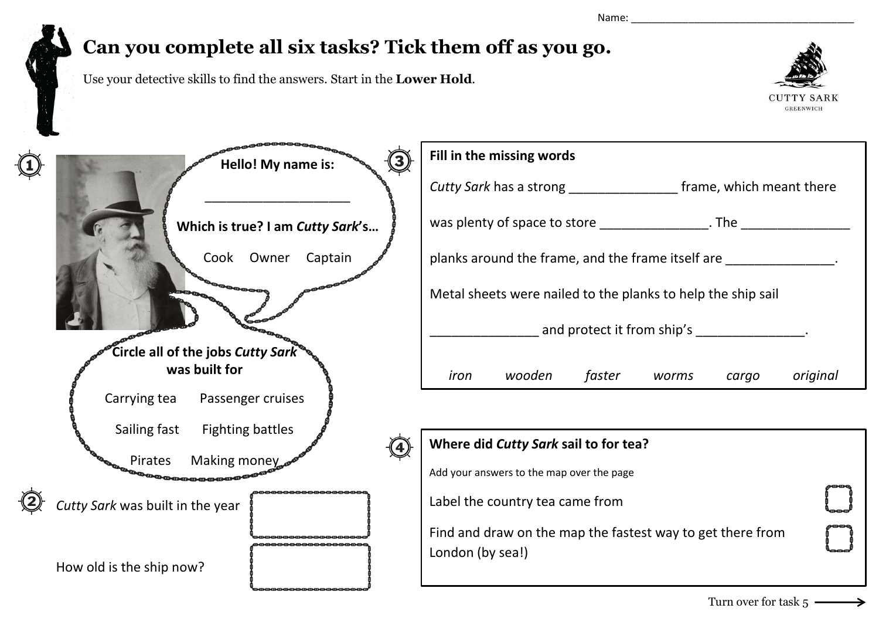Name: ______________________________________

# Can you complete all six tasks? Tick them off as you go.

Use your detective skills to find the answers. Start in the **Lower Hold**.

CUTTY SARK
GREENWICH

## 1

**Hello! My name is:**

____________________

**Which is true? I am *Cutty Sark*'s…**

Cook    Owner    Captain

**Circle all of the jobs *Cutty Sark* was built for**

Carrying tea    Passenger cruises

Sailing fast    Fighting battles

Pirates    Making money

## 2

*Cutty Sark* was built in the year ☐

How old is the ship now? ☐

## 3

**Fill in the missing words**

*Cutty Sark* has a strong _______________ frame, which meant there was plenty of space to store _______________. The _______________ planks around the frame, and the frame itself are _______________.

Metal sheets were nailed to the planks to help the ship sail _______________ and protect it from ship's _______________.

*iron*    *wooden*    *faster*    *worms*    *cargo*    *original*

## 4

**Where did *Cutty Sark* sail to for tea?**

Add your answers to the map over the page

Label the country tea came from ☐

Find and draw on the map the fastest way to get there from London (by sea!) ☐

Turn over for task 5 ⟶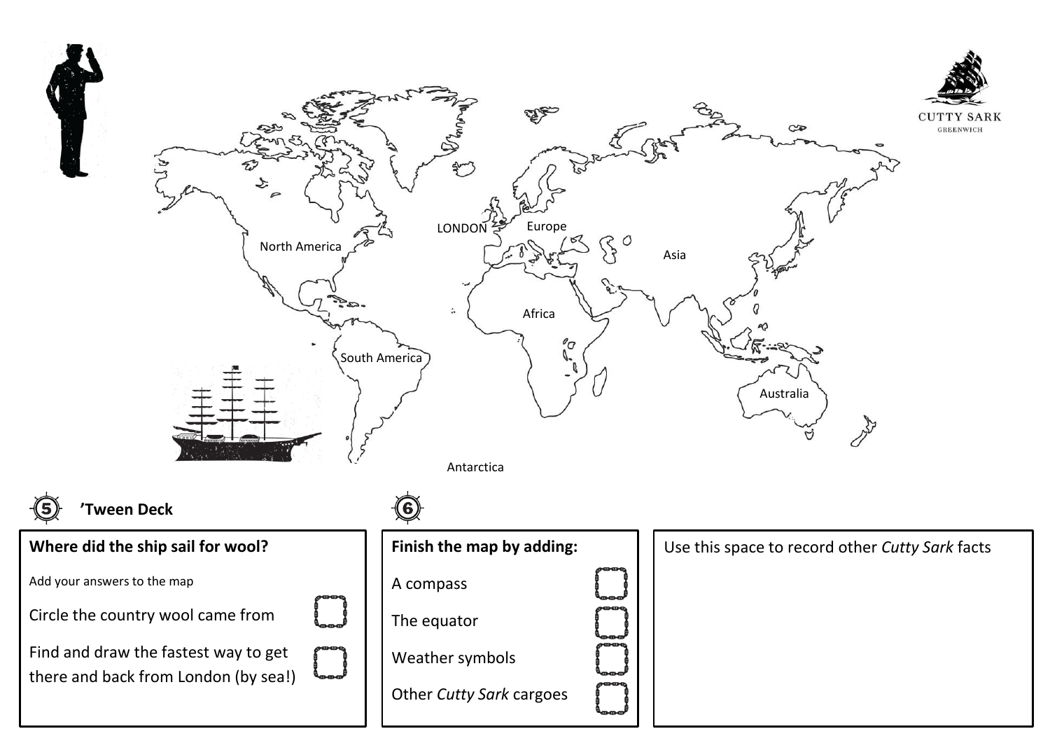CUTTY SARK

GREENWICH

North America

LONDON

Europe

Asia

Africa

South America

Australia

Antarctica

## 5 'Tween Deck

**Where did the ship sail for wool?**

Add your answers to the map

- Circle the country wool came from ☐
- Find and draw the fastest way to get there and back from London (by sea!) ☐

## 6

**Finish the map by adding:**

- A compass ☐
- The equator ☐
- Weather symbols ☐
- Other *Cutty Sark* cargoes ☐

Use this space to record other *Cutty Sark* facts